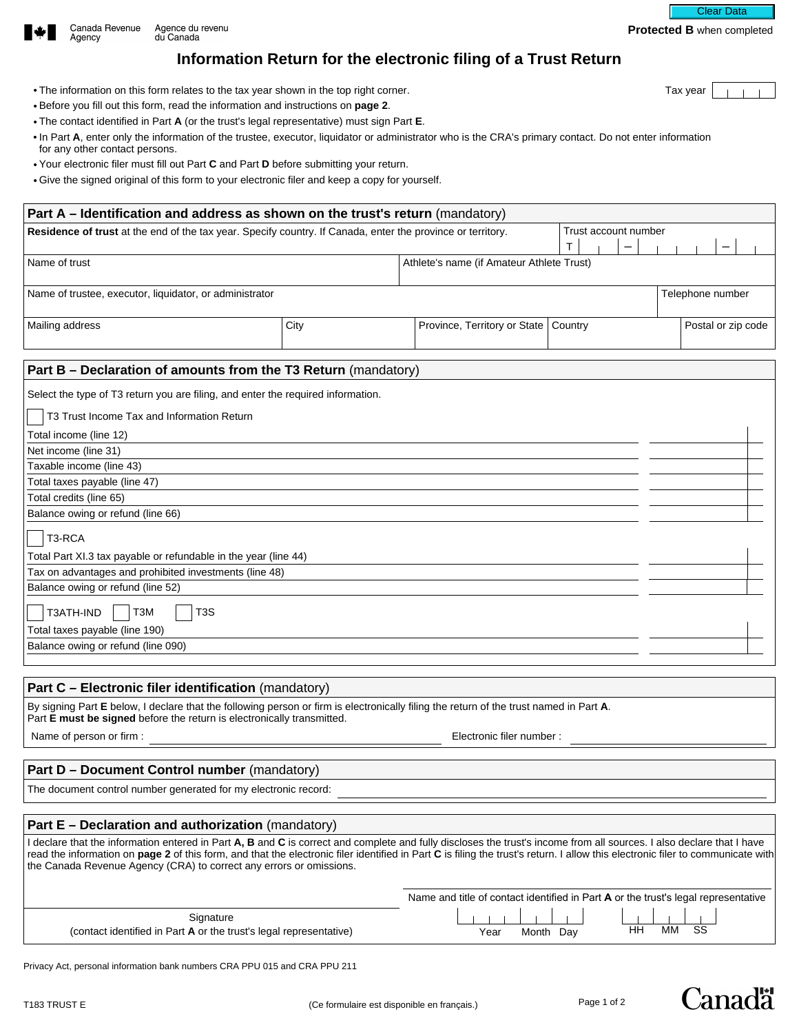Canada Revenue Agency / Agence du revenu du Canada

**Protected B** when completed

# Information Return for the electronic filing of a Trust Return

Tax year

- The information on this form relates to the tax year shown in the top right corner.
- Before you fill out this form, read the information and instructions on **page 2**.
- The contact identified in Part **A** (or the trust's legal representative) must sign Part **E**.
- In Part **A**, enter only the information of the trustee, executor, liquidator or administrator who is the CRA's primary contact. Do not enter information for any other contact persons.
- Your electronic filer must fill out Part **C** and Part **D** before submitting your return.
- Give the signed original of this form to your electronic filer and keep a copy for yourself.

## Part A – Identification and address as shown on the trust's return (mandatory)

| **Residence of trust** at the end of the tax year. Specify country. If Canada, enter the province or territory. | Trust account number T – – |
|---|---|
| Name of trust | Athlete's name (if Amateur Athlete Trust) |
| Name of trustee, executor, liquidator, or administrator | Telephone number |

| Mailing address | City | Province, Territory or State | Country | Postal or zip code |
|---|---|---|---|---|
| | | | | |

## Part B – Declaration of amounts from the T3 Return (mandatory)

Select the type of T3 return you are filing, and enter the required information.

☐ T3 Trust Income Tax and Information Return

| | |
|---|---|
| Total income (line 12) | |
| Net income (line 31) | |
| Taxable income (line 43) | |
| Total taxes payable (line 47) | |
| Total credits (line 65) | |
| Balance owing or refund (line 66) | |

☐ T3-RCA

| | |
|---|---|
| Total Part XI.3 tax payable or refundable in the year (line 44) | |
| Tax on advantages and prohibited investments (line 48) | |
| Balance owing or refund (line 52) | |

☐ T3ATH-IND ☐ T3M ☐ T3S

| | |
|---|---|
| Total taxes payable (line 190) | |
| Balance owing or refund (line 090) | |

## Part C – Electronic filer identification (mandatory)

By signing Part **E** below, I declare that the following person or firm is electronically filing the return of the trust named in Part **A**.
Part **E must be signed** before the return is electronically transmitted.

Name of person or firm : ______________________ Electronic filer number : ______________________

## Part D – Document Control number (mandatory)

The document control number generated for my electronic record: ______________________

## Part E – Declaration and authorization (mandatory)

I declare that the information entered in Part **A, B** and **C** is correct and complete and fully discloses the trust's income from all sources. I also declare that I have read the information on **page 2** of this form, and that the electronic filer identified in Part **C** is filing the trust's return. I allow this electronic filer to communicate with the Canada Revenue Agency (CRA) to correct any errors or omissions.

| Signature (contact identified in Part **A** or the trust's legal representative) | Name and title of contact identified in Part **A** or the trust's legal representative |
|---|---|
| | Year Month Day HH MM SS |

Privacy Act, personal information bank numbers CRA PPU 015 and CRA PPU 211

T183 TRUST E (Ce formulaire est disponible en français.)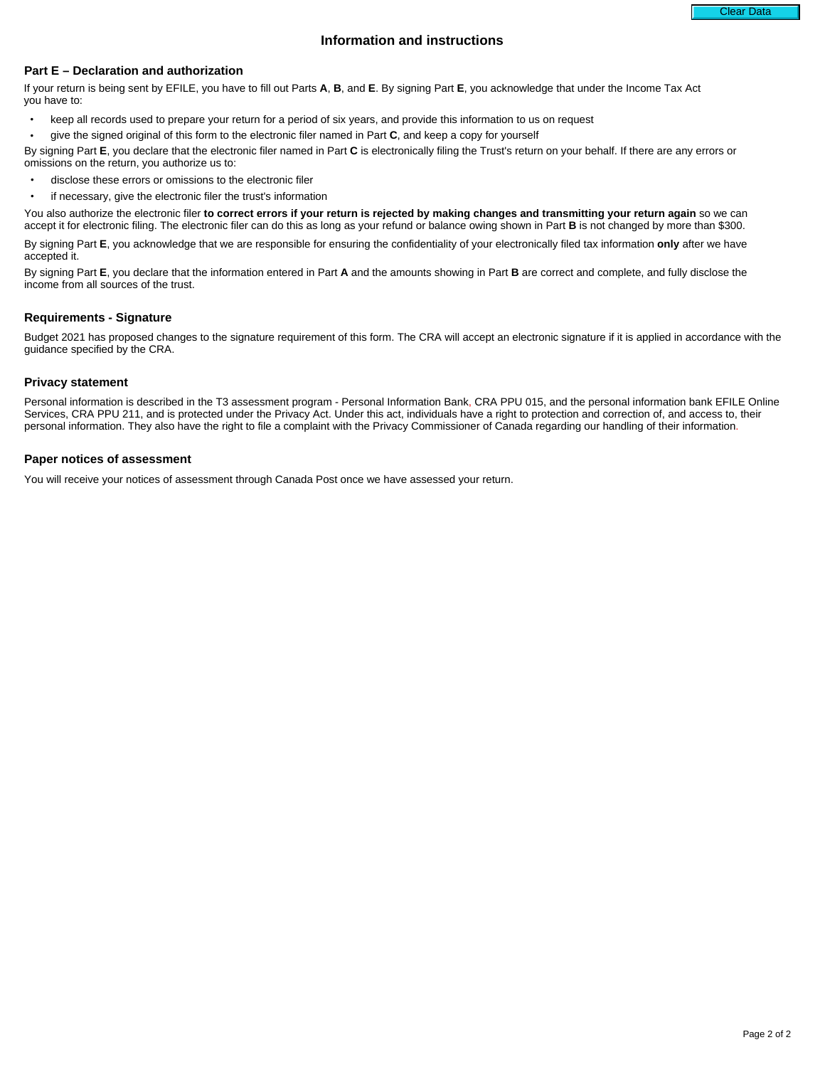## Information and instructions

### Part E – Declaration and authorization

If your return is being sent by EFILE, you have to fill out Parts **A**, **B**, and **E**. By signing Part **E**, you acknowledge that under the Income Tax Act you have to:

- keep all records used to prepare your return for a period of six years, and provide this information to us on request
- give the signed original of this form to the electronic filer named in Part **C**, and keep a copy for yourself

By signing Part **E**, you declare that the electronic filer named in Part **C** is electronically filing the Trust's return on your behalf. If there are any errors or omissions on the return, you authorize us to:

- disclose these errors or omissions to the electronic filer
- if necessary, give the electronic filer the trust's information

You also authorize the electronic filer **to correct errors if your return is rejected by making changes and transmitting your return again** so we can accept it for electronic filing. The electronic filer can do this as long as your refund or balance owing shown in Part **B** is not changed by more than $300.

By signing Part **E**, you acknowledge that we are responsible for ensuring the confidentiality of your electronically filed tax information **only** after we have accepted it.

By signing Part **E**, you declare that the information entered in Part **A** and the amounts showing in Part **B** are correct and complete, and fully disclose the income from all sources of the trust.

### Requirements - Signature

Budget 2021 has proposed changes to the signature requirement of this form. The CRA will accept an electronic signature if it is applied in accordance with the guidance specified by the CRA.

### Privacy statement

Personal information is described in the T3 assessment program - Personal Information Bank, CRA PPU 015, and the personal information bank EFILE Online Services, CRA PPU 211, and is protected under the Privacy Act. Under this act, individuals have a right to protection and correction of, and access to, their personal information. They also have the right to file a complaint with the Privacy Commissioner of Canada regarding our handling of their information.

### Paper notices of assessment

You will receive your notices of assessment through Canada Post once we have assessed your return.